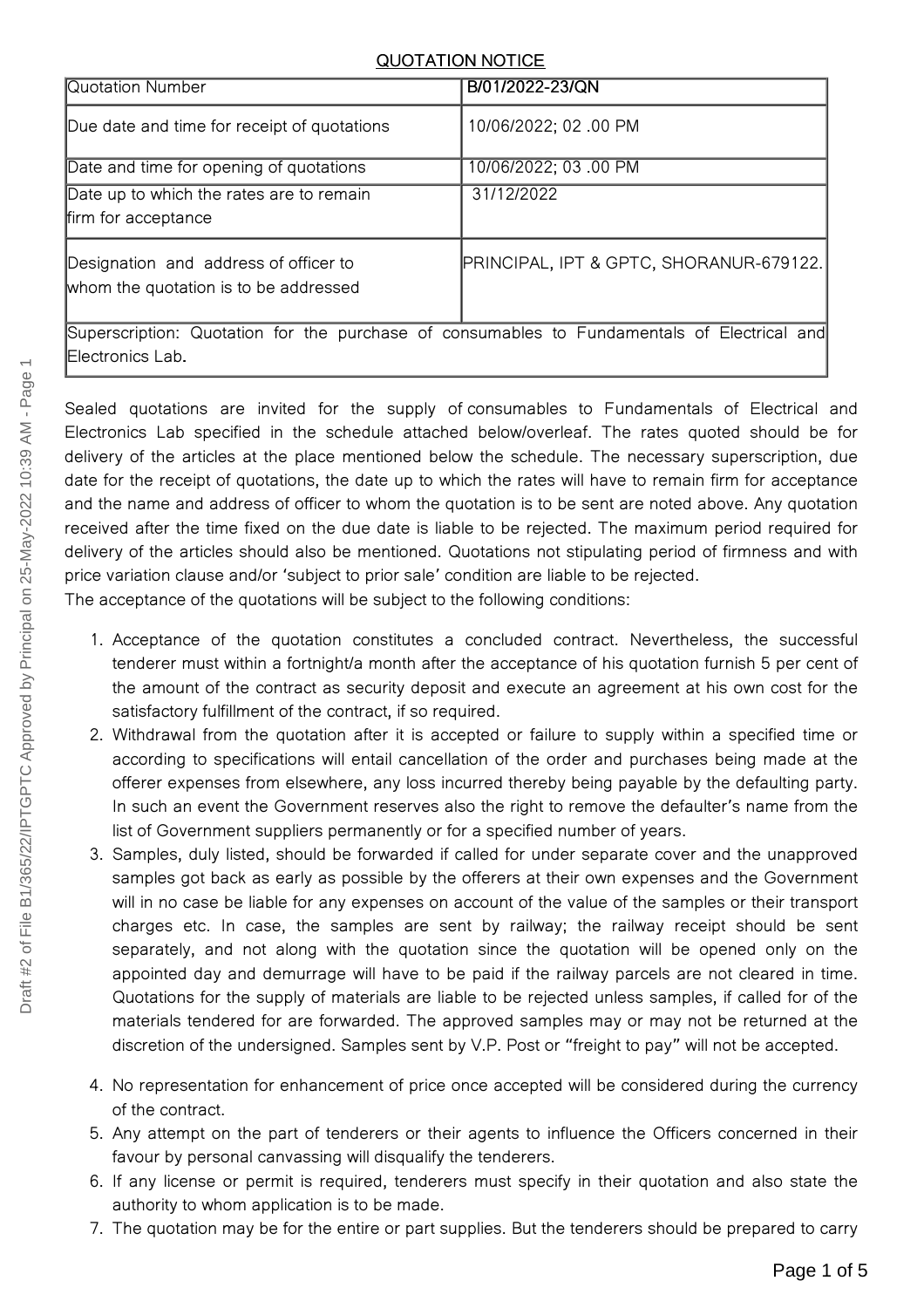## QUOTATION NOTICE

| Quotation Number | B/01/2022-23/QN |
|---|---|
| Due date and time for receipt of quotations | 10/06/2022; 02 .00 PM |
| Date and time for opening of quotations | 10/06/2022; 03 .00 PM |
| Date up to which the rates are to remain firm for acceptance | 31/12/2022 |
| Designation and address of officer to whom the quotation is to be addressed | PRINCIPAL, IPT & GPTC, SHORANUR-679122. |
| Superscription: Quotation for the purchase of consumables to Fundamentals of Electrical and Electronics Lab. | |

Sealed quotations are invited for the supply of consumables to Fundamentals of Electrical and Electronics Lab specified in the schedule attached below/overleaf. The rates quoted should be for delivery of the articles at the place mentioned below the schedule. The necessary superscription, due date for the receipt of quotations, the date up to which the rates will have to remain firm for acceptance and the name and address of officer to whom the quotation is to be sent are noted above. Any quotation received after the time fixed on the due date is liable to be rejected. The maximum period required for delivery of the articles should also be mentioned. Quotations not stipulating period of firmness and with price variation clause and/or 'subject to prior sale' condition are liable to be rejected.

The acceptance of the quotations will be subject to the following conditions:

1. Acceptance of the quotation constitutes a concluded contract. Nevertheless, the successful tenderer must within a fortnight/a month after the acceptance of his quotation furnish 5 per cent of the amount of the contract as security deposit and execute an agreement at his own cost for the satisfactory fulfillment of the contract, if so required.
2. Withdrawal from the quotation after it is accepted or failure to supply within a specified time or according to specifications will entail cancellation of the order and purchases being made at the offerer expenses from elsewhere, any loss incurred thereby being payable by the defaulting party. In such an event the Government reserves also the right to remove the defaulter's name from the list of Government suppliers permanently or for a specified number of years.
3. Samples, duly listed, should be forwarded if called for under separate cover and the unapproved samples got back as early as possible by the offerers at their own expenses and the Government will in no case be liable for any expenses on account of the value of the samples or their transport charges etc. In case, the samples are sent by railway; the railway receipt should be sent separately, and not along with the quotation since the quotation will be opened only on the appointed day and demurrage will have to be paid if the railway parcels are not cleared in time. Quotations for the supply of materials are liable to be rejected unless samples, if called for of the materials tendered for are forwarded. The approved samples may or may not be returned at the discretion of the undersigned. Samples sent by V.P. Post or "freight to pay" will not be accepted.
4. No representation for enhancement of price once accepted will be considered during the currency of the contract.
5. Any attempt on the part of tenderers or their agents to influence the Officers concerned in their favour by personal canvassing will disqualify the tenderers.
6. If any license or permit is required, tenderers must specify in their quotation and also state the authority to whom application is to be made.
7. The quotation may be for the entire or part supplies. But the tenderers should be prepared to carry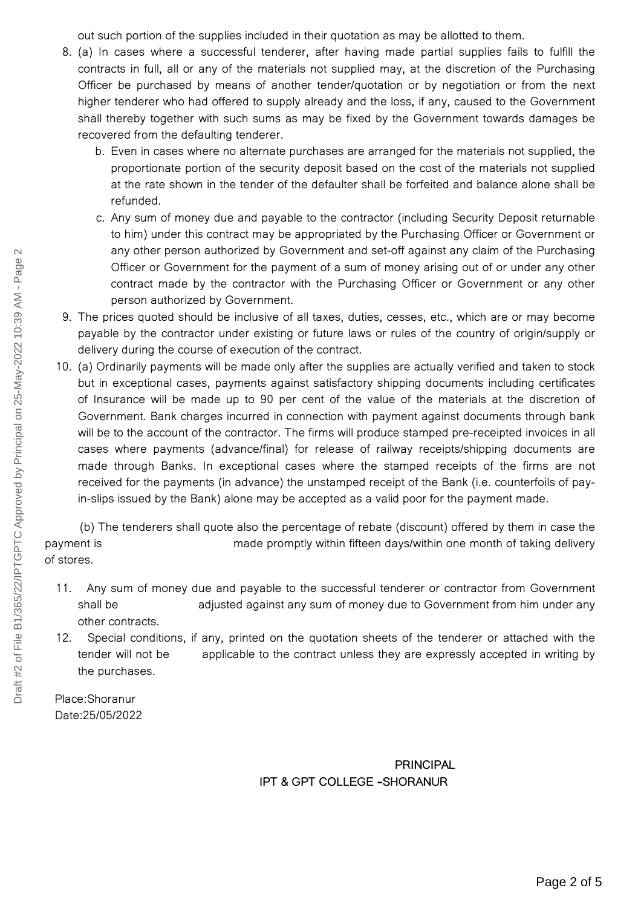out such portion of the supplies included in their quotation as may be allotted to them.

8. (a) In cases where a successful tenderer, after having made partial supplies fails to fulfill the contracts in full, all or any of the materials not supplied may, at the discretion of the Purchasing Officer be purchased by means of another tender/quotation or by negotiation or from the next higher tenderer who had offered to supply already and the loss, if any, caused to the Government shall thereby together with such sums as may be fixed by the Government towards damages be recovered from the defaulting tenderer.
   b. Even in cases where no alternate purchases are arranged for the materials not supplied, the proportionate portion of the security deposit based on the cost of the materials not supplied at the rate shown in the tender of the defaulter shall be forfeited and balance alone shall be refunded.
   c. Any sum of money due and payable to the contractor (including Security Deposit returnable to him) under this contract may be appropriated by the Purchasing Officer or Government or any other person authorized by Government and set-off against any claim of the Purchasing Officer or Government for the payment of a sum of money arising out of or under any other contract made by the contractor with the Purchasing Officer or Government or any other person authorized by Government.
9. The prices quoted should be inclusive of all taxes, duties, cesses, etc., which are or may become payable by the contractor under existing or future laws or rules of the country of origin/supply or delivery during the course of execution of the contract.
10. (a) Ordinarily payments will be made only after the supplies are actually verified and taken to stock but in exceptional cases, payments against satisfactory shipping documents including certificates of Insurance will be made up to 90 per cent of the value of the materials at the discretion of Government. Bank charges incurred in connection with payment against documents through bank will be to the account of the contractor. The firms will produce stamped pre-receipted invoices in all cases where payments (advance/final) for release of railway receipts/shipping documents are made through Banks. In exceptional cases where the stamped receipts of the firms are not received for the payments (in advance) the unstamped receipt of the Bank (i.e. counterfoils of pay-in-slips issued by the Bank) alone may be accepted as a valid poor for the payment made.

(b) The tenderers shall quote also the percentage of rebate (discount) offered by them in case the payment is made promptly within fifteen days/within one month of taking delivery of stores.

11. Any sum of money due and payable to the successful tenderer or contractor from Government shall be adjusted against any sum of money due to Government from him under any other contracts.
12. Special conditions, if any, printed on the quotation sheets of the tenderer or attached with the tender will not be applicable to the contract unless they are expressly accepted in writing by the purchases.

Place:Shoranur
Date:25/05/2022

PRINCIPAL
IPT & GPT COLLEGE -SHORANUR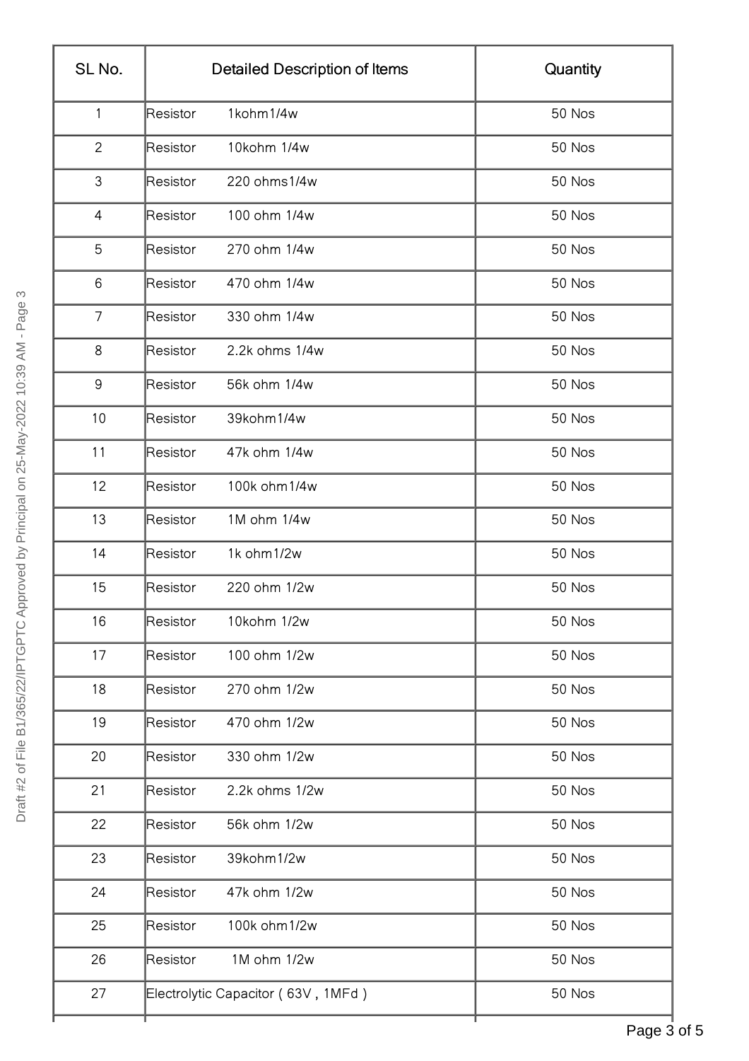| SL No. | Detailed Description of Items | Quantity |
|---|---|---|
| 1 | Resistor 1kohm1/4w | 50 Nos |
| 2 | Resistor 10kohm 1/4w | 50 Nos |
| 3 | Resistor 220 ohms1/4w | 50 Nos |
| 4 | Resistor 100 ohm 1/4w | 50 Nos |
| 5 | Resistor 270 ohm 1/4w | 50 Nos |
| 6 | Resistor 470 ohm 1/4w | 50 Nos |
| 7 | Resistor 330 ohm 1/4w | 50 Nos |
| 8 | Resistor 2.2k ohms 1/4w | 50 Nos |
| 9 | Resistor 56k ohm 1/4w | 50 Nos |
| 10 | Resistor 39kohm1/4w | 50 Nos |
| 11 | Resistor 47k ohm 1/4w | 50 Nos |
| 12 | Resistor 100k ohm1/4w | 50 Nos |
| 13 | Resistor 1M ohm 1/4w | 50 Nos |
| 14 | Resistor 1k ohm1/2w | 50 Nos |
| 15 | Resistor 220 ohm 1/2w | 50 Nos |
| 16 | Resistor 10kohm 1/2w | 50 Nos |
| 17 | Resistor 100 ohm 1/2w | 50 Nos |
| 18 | Resistor 270 ohm 1/2w | 50 Nos |
| 19 | Resistor 470 ohm 1/2w | 50 Nos |
| 20 | Resistor 330 ohm 1/2w | 50 Nos |
| 21 | Resistor 2.2k ohms 1/2w | 50 Nos |
| 22 | Resistor 56k ohm 1/2w | 50 Nos |
| 23 | Resistor 39kohm1/2w | 50 Nos |
| 24 | Resistor 47k ohm 1/2w | 50 Nos |
| 25 | Resistor 100k ohm1/2w | 50 Nos |
| 26 | Resistor 1M ohm 1/2w | 50 Nos |
| 27 | Electrolytic Capacitor ( 63V , 1MFd ) | 50 Nos |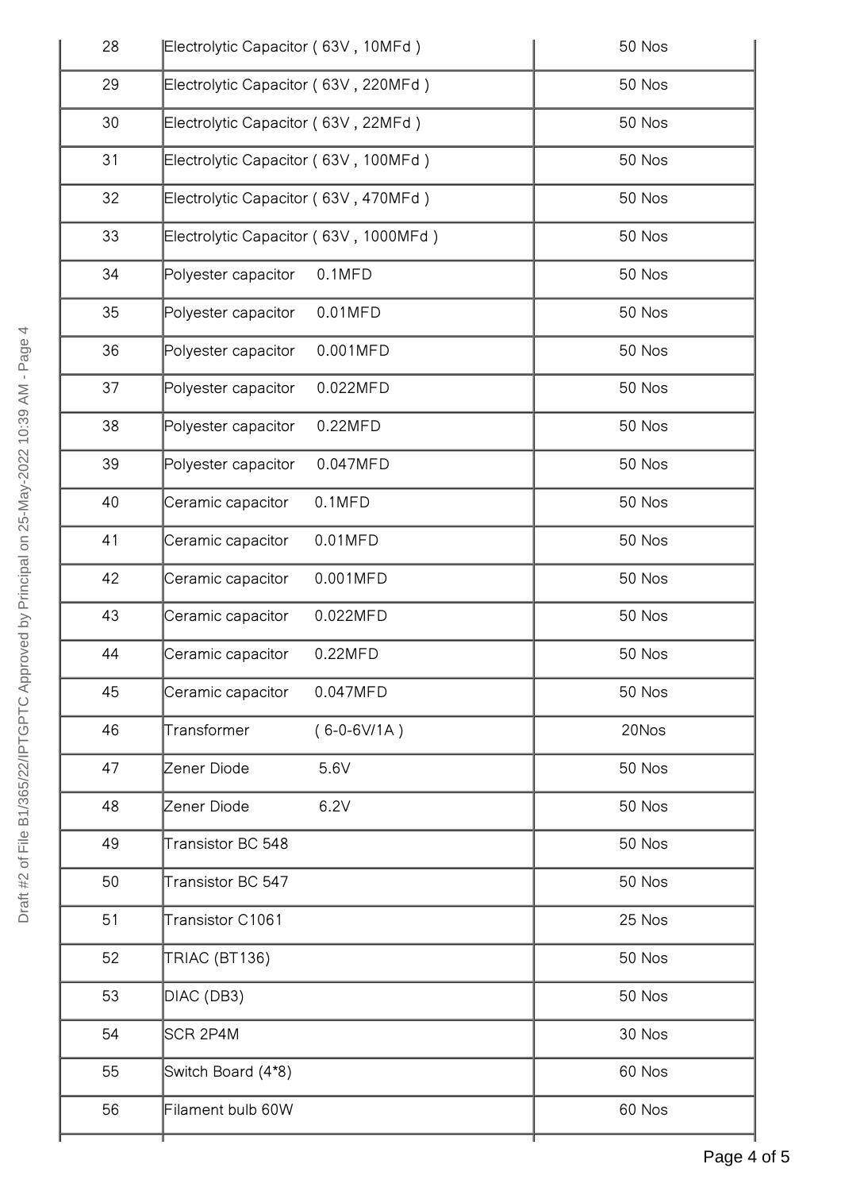| | | |
|---|---|---|
| 28 | Electrolytic Capacitor ( 63V , 10MFd ) | 50 Nos |
| 29 | Electrolytic Capacitor ( 63V , 220MFd ) | 50 Nos |
| 30 | Electrolytic Capacitor ( 63V , 22MFd ) | 50 Nos |
| 31 | Electrolytic Capacitor ( 63V , 100MFd ) | 50 Nos |
| 32 | Electrolytic Capacitor ( 63V , 470MFd ) | 50 Nos |
| 33 | Electrolytic Capacitor ( 63V , 1000MFd ) | 50 Nos |
| 34 | Polyester capacitor 0.1MFD | 50 Nos |
| 35 | Polyester capacitor 0.01MFD | 50 Nos |
| 36 | Polyester capacitor 0.001MFD | 50 Nos |
| 37 | Polyester capacitor 0.022MFD | 50 Nos |
| 38 | Polyester capacitor 0.22MFD | 50 Nos |
| 39 | Polyester capacitor 0.047MFD | 50 Nos |
| 40 | Ceramic capacitor 0.1MFD | 50 Nos |
| 41 | Ceramic capacitor 0.01MFD | 50 Nos |
| 42 | Ceramic capacitor 0.001MFD | 50 Nos |
| 43 | Ceramic capacitor 0.022MFD | 50 Nos |
| 44 | Ceramic capacitor 0.22MFD | 50 Nos |
| 45 | Ceramic capacitor 0.047MFD | 50 Nos |
| 46 | Transformer ( 6-0-6V/1A ) | 20Nos |
| 47 | Zener Diode 5.6V | 50 Nos |
| 48 | Zener Diode 6.2V | 50 Nos |
| 49 | Transistor BC 548 | 50 Nos |
| 50 | Transistor BC 547 | 50 Nos |
| 51 | Transistor C1061 | 25 Nos |
| 52 | TRIAC (BT136) | 50 Nos |
| 53 | DIAC (DB3) | 50 Nos |
| 54 | SCR 2P4M | 30 Nos |
| 55 | Switch Board (4*8) | 60 Nos |
| 56 | Filament bulb 60W | 60 Nos |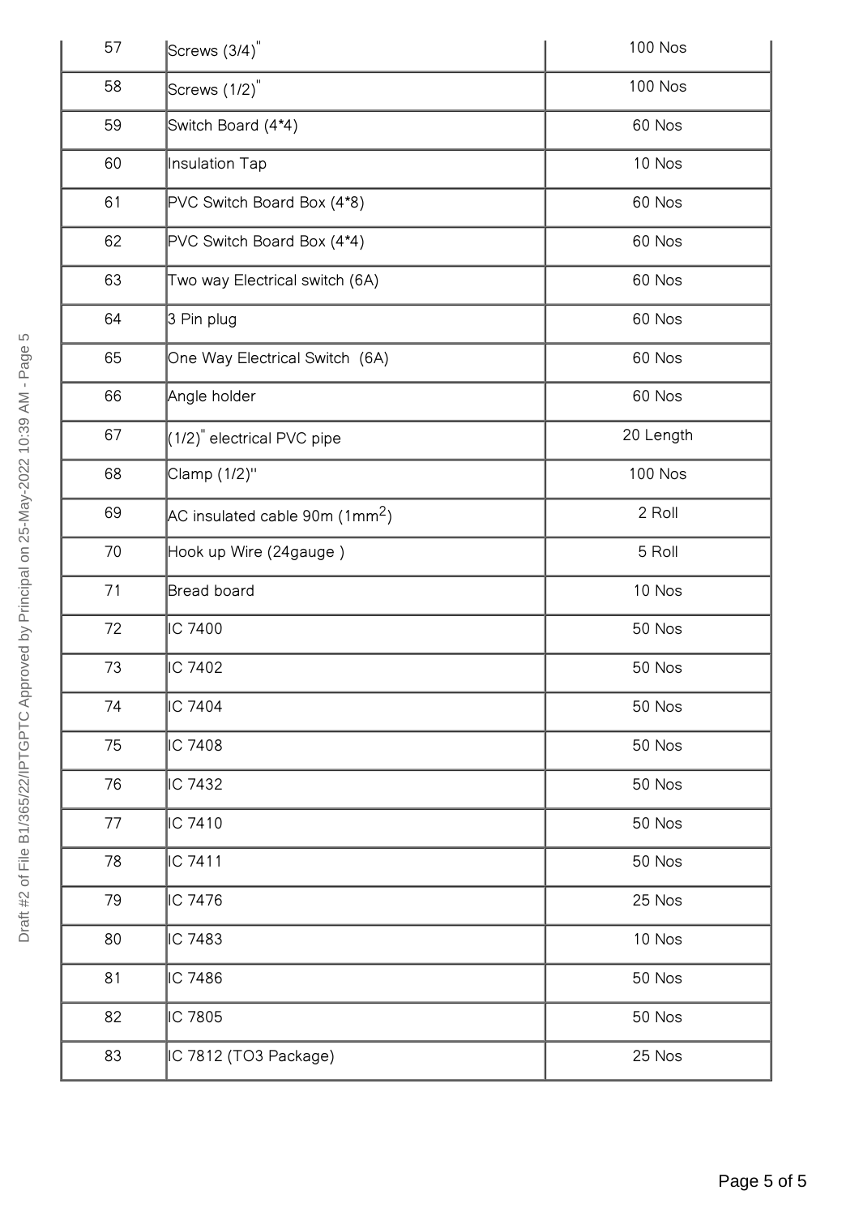| | | |
|---|---|---|
| 57 | Screws (3/4)" | 100 Nos |
| 58 | Screws (1/2)" | 100 Nos |
| 59 | Switch Board (4*4) | 60 Nos |
| 60 | Insulation Tap | 10 Nos |
| 61 | PVC Switch Board Box (4*8) | 60 Nos |
| 62 | PVC Switch Board Box (4*4) | 60 Nos |
| 63 | Two way Electrical switch (6A) | 60 Nos |
| 64 | 3 Pin plug | 60 Nos |
| 65 | One Way Electrical Switch (6A) | 60 Nos |
| 66 | Angle holder | 60 Nos |
| 67 | (1/2)" electrical PVC pipe | 20 Length |
| 68 | Clamp (1/2)'' | 100 Nos |
| 69 | AC insulated cable 90m ($1mm^2$) | 2 Roll |
| 70 | Hook up Wire (24gauge ) | 5 Roll |
| 71 | Bread board | 10 Nos |
| 72 | IC 7400 | 50 Nos |
| 73 | IC 7402 | 50 Nos |
| 74 | IC 7404 | 50 Nos |
| 75 | IC 7408 | 50 Nos |
| 76 | IC 7432 | 50 Nos |
| 77 | IC 7410 | 50 Nos |
| 78 | IC 7411 | 50 Nos |
| 79 | IC 7476 | 25 Nos |
| 80 | IC 7483 | 10 Nos |
| 81 | IC 7486 | 50 Nos |
| 82 | IC 7805 | 50 Nos |
| 83 | IC 7812 (TO3 Package) | 25 Nos |